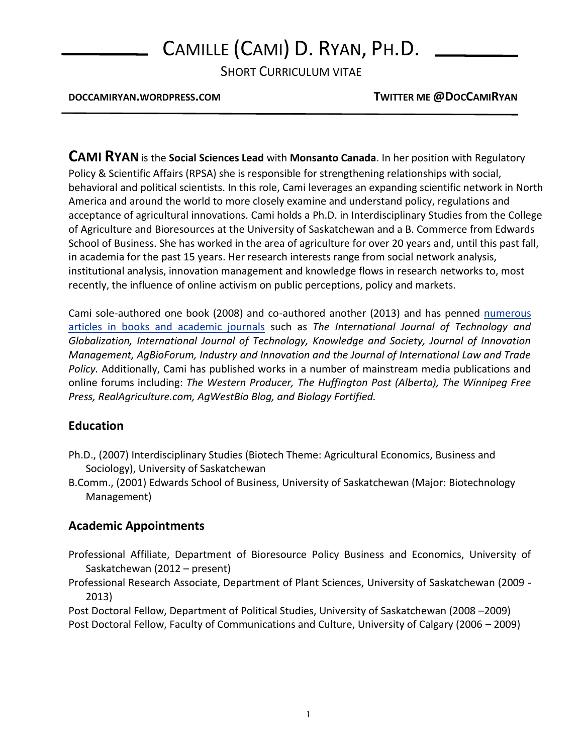# Camille (Cami) D. Ryan, Ph.D.

Short Curriculum Vitae

**DOCCAMIRYAN.WORDPRESS.COM** **TWITTER ME @DOCCAMIRYAN**

---

**CAMI RYAN** is the **Social Sciences Lead** with **Monsanto Canada**. In her position with Regulatory Policy & Scientific Affairs (RPSA) she is responsible for strengthening relationships with social, behavioral and political scientists. In this role, Cami leverages an expanding scientific network in North America and around the world to more closely examine and understand policy, regulations and acceptance of agricultural innovations. Cami holds a Ph.D. in Interdisciplinary Studies from the College of Agriculture and Bioresources at the University of Saskatchewan and a B. Commerce from Edwards School of Business. She has worked in the area of agriculture for over 20 years and, until this past fall, in academia for the past 15 years. Her research interests range from social network analysis, institutional analysis, innovation management and knowledge flows in research networks to, most recently, the influence of online activism on public perceptions, policy and markets.

Cami sole-authored one book (2008) and co-authored another (2013) and has penned numerous articles in books and academic journals such as *The International Journal of Technology and Globalization, International Journal of Technology, Knowledge and Society, Journal of Innovation Management, AgBioForum, Industry and Innovation and the Journal of International Law and Trade Policy.* Additionally, Cami has published works in a number of mainstream media publications and online forums including: *The Western Producer, The Huffington Post (Alberta), The Winnipeg Free Press, RealAgriculture.com, AgWestBio Blog, and Biology Fortified.*

## Education

Ph.D., (2007) Interdisciplinary Studies (Biotech Theme: Agricultural Economics, Business and Sociology), University of Saskatchewan

B.Comm., (2001) Edwards School of Business, University of Saskatchewan (Major: Biotechnology Management)

## Academic Appointments

Professional Affiliate, Department of Bioresource Policy Business and Economics, University of Saskatchewan (2012 – present)

Professional Research Associate, Department of Plant Sciences, University of Saskatchewan (2009 - 2013)

Post Doctoral Fellow, Department of Political Studies, University of Saskatchewan (2008 –2009)

Post Doctoral Fellow, Faculty of Communications and Culture, University of Calgary (2006 – 2009)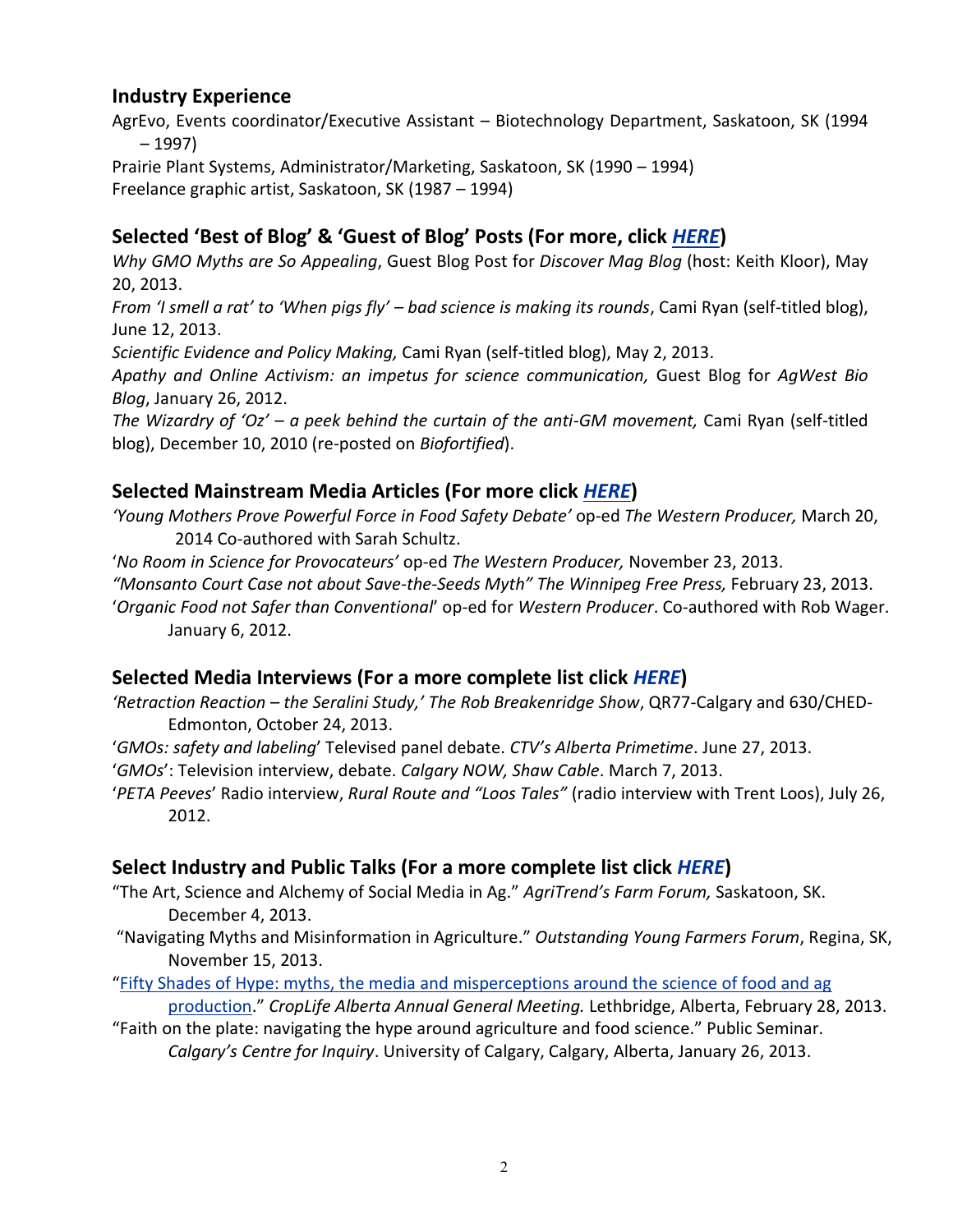## Industry Experience

AgrEvo, Events coordinator/Executive Assistant – Biotechnology Department, Saskatoon, SK (1994 – 1997)
Prairie Plant Systems, Administrator/Marketing, Saskatoon, SK (1990 – 1994)
Freelance graphic artist, Saskatoon, SK (1987 – 1994)

## Selected 'Best of Blog' & 'Guest of Blog' Posts (For more, click *HERE*)

*Why GMO Myths are So Appealing*, Guest Blog Post for *Discover Mag Blog* (host: Keith Kloor), May 20, 2013.
*From 'I smell a rat' to 'When pigs fly' – bad science is making its rounds*, Cami Ryan (self-titled blog), June 12, 2013.
*Scientific Evidence and Policy Making,* Cami Ryan (self-titled blog), May 2, 2013.
*Apathy and Online Activism: an impetus for science communication,* Guest Blog for *AgWest Bio Blog*, January 26, 2012.
*The Wizardry of 'Oz' – a peek behind the curtain of the anti-GM movement,* Cami Ryan (self-titled blog), December 10, 2010 (re-posted on *Biofortified*).

## Selected Mainstream Media Articles (For more click *HERE*)

*'Young Mothers Prove Powerful Force in Food Safety Debate'* op-ed *The Western Producer,* March 20, 2014 Co-authored with Sarah Schultz.
'*No Room in Science for Provocateurs'* op-ed *The Western Producer,* November 23, 2013.
*"Monsanto Court Case not about Save-the-Seeds Myth" The Winnipeg Free Press,* February 23, 2013.
'*Organic Food not Safer than Conventional*' op-ed for *Western Producer*. Co-authored with Rob Wager. January 6, 2012.

## Selected Media Interviews (For a more complete list click *HERE*)

*'Retraction Reaction – the Seralini Study,' The Rob Breakenridge Show*, QR77-Calgary and 630/CHED-Edmonton, October 24, 2013.
'*GMOs: safety and labeling*' Televised panel debate. *CTV's Alberta Primetime*. June 27, 2013.
'*GMOs*': Television interview, debate. *Calgary NOW, Shaw Cable*. March 7, 2013.
'*PETA Peeves*' Radio interview, *Rural Route and "Loos Tales"* (radio interview with Trent Loos), July 26, 2012.

## Select Industry and Public Talks (For a more complete list click *HERE*)

"The Art, Science and Alchemy of Social Media in Ag." *AgriTrend's Farm Forum,* Saskatoon, SK. December 4, 2013.
"Navigating Myths and Misinformation in Agriculture." *Outstanding Young Farmers Forum*, Regina, SK, November 15, 2013.
"Fifty Shades of Hype: myths, the media and misperceptions around the science of food and ag production." *CropLife Alberta Annual General Meeting.* Lethbridge, Alberta, February 28, 2013.
"Faith on the plate: navigating the hype around agriculture and food science." Public Seminar. *Calgary's Centre for Inquiry*. University of Calgary, Calgary, Alberta, January 26, 2013.